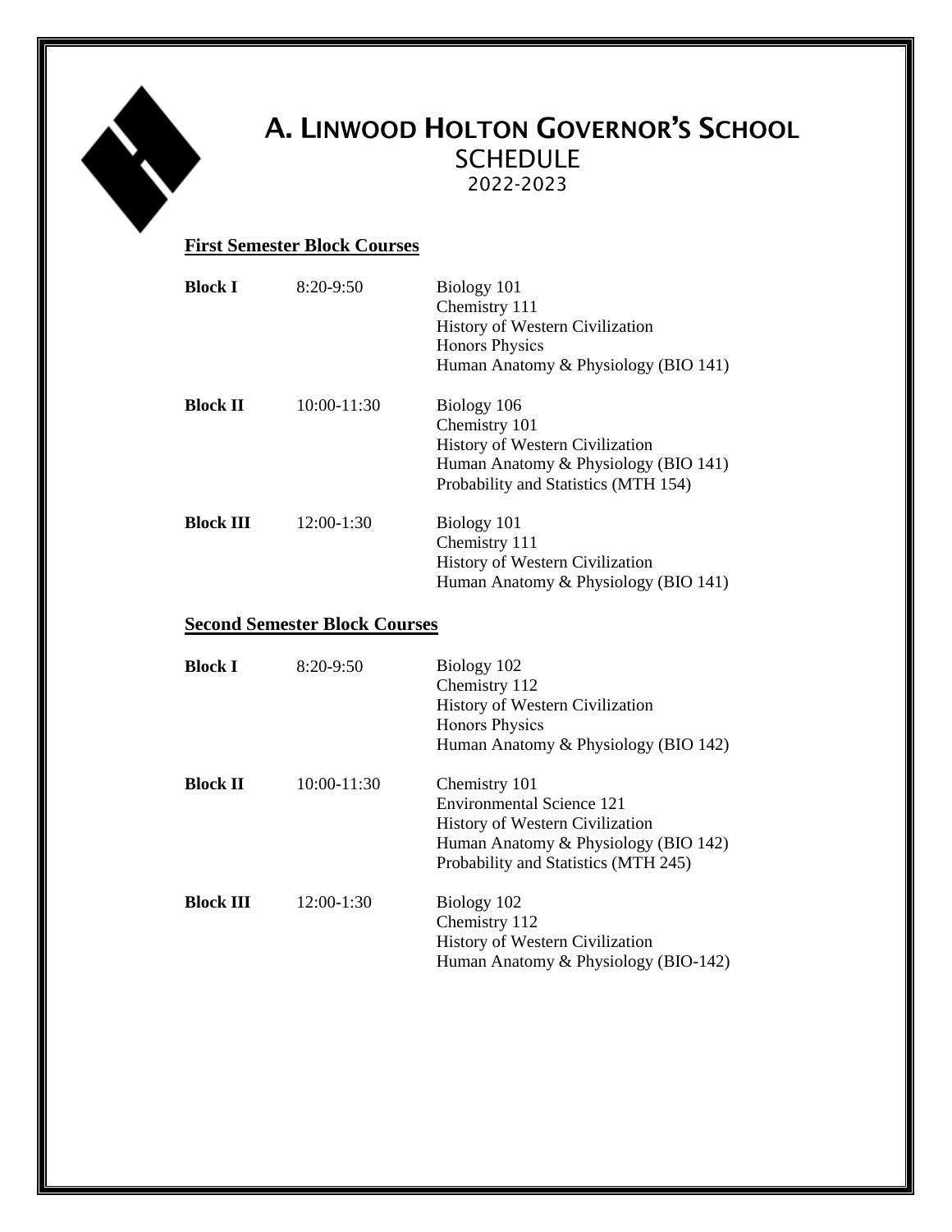# A. Linwood Holton Governor's School

## SCHEDULE

2022-2023

**First Semester Block Courses**

| | | |
|---|---|---|
| **Block I** | 8:20-9:50 | Biology 101<br>Chemistry 111<br>History of Western Civilization<br>Honors Physics<br>Human Anatomy & Physiology (BIO 141) |
| **Block II** | 10:00-11:30 | Biology 106<br>Chemistry 101<br>History of Western Civilization<br>Human Anatomy & Physiology (BIO 141)<br>Probability and Statistics (MTH 154) |
| **Block III** | 12:00-1:30 | Biology 101<br>Chemistry 111<br>History of Western Civilization<br>Human Anatomy & Physiology (BIO 141) |

**Second Semester Block Courses**

| | | |
|---|---|---|
| **Block I** | 8:20-9:50 | Biology 102<br>Chemistry 112<br>History of Western Civilization<br>Honors Physics<br>Human Anatomy & Physiology (BIO 142) |
| **Block II** | 10:00-11:30 | Chemistry 101<br>Environmental Science 121<br>History of Western Civilization<br>Human Anatomy & Physiology (BIO 142)<br>Probability and Statistics (MTH 245) |
| **Block III** | 12:00-1:30 | Biology 102<br>Chemistry 112<br>History of Western Civilization<br>Human Anatomy & Physiology (BIO-142) |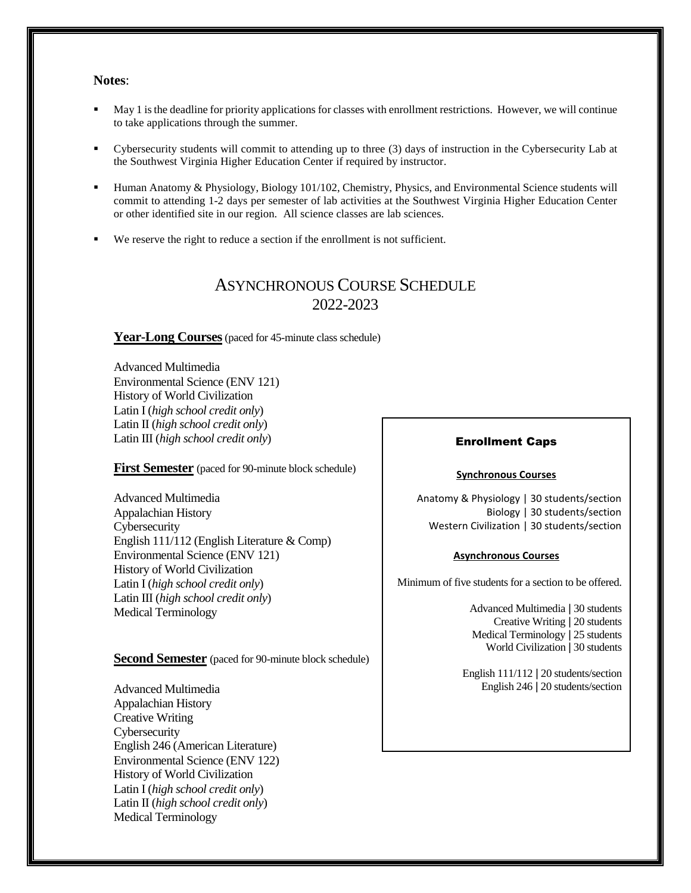**Notes**:

- May 1 is the deadline for priority applications for classes with enrollment restrictions. However, we will continue to take applications through the summer.
- Cybersecurity students will commit to attending up to three (3) days of instruction in the Cybersecurity Lab at the Southwest Virginia Higher Education Center if required by instructor.
- Human Anatomy & Physiology, Biology 101/102, Chemistry, Physics, and Environmental Science students will commit to attending 1-2 days per semester of lab activities at the Southwest Virginia Higher Education Center or other identified site in our region. All science classes are lab sciences.
- We reserve the right to reduce a section if the enrollment is not sufficient.

# ASYNCHRONOUS COURSE SCHEDULE
## 2022-2023

**Year-Long Courses** (paced for 45-minute class schedule)

Advanced Multimedia
Environmental Science (ENV 121)
History of World Civilization
Latin I (*high school credit only*)
Latin II (*high school credit only*)
Latin III (*high school credit only*)

**First Semester** (paced for 90-minute block schedule)

Advanced Multimedia
Appalachian History
Cybersecurity
English 111/112 (English Literature & Comp)
Environmental Science (ENV 121)
History of World Civilization
Latin I (*high school credit only*)
Latin III (*high school credit only*)
Medical Terminology

**Second Semester** (paced for 90-minute block schedule)

Advanced Multimedia
Appalachian History
Creative Writing
Cybersecurity
English 246 (American Literature)
Environmental Science (ENV 122)
History of World Civilization
Latin I (*high school credit only*)
Latin II (*high school credit only*)
Medical Terminology

### Enrollment Caps

**Synchronous Courses**

Anatomy & Physiology | 30 students/section
Biology | 30 students/section
Western Civilization | 30 students/section

**Asynchronous Courses**

Minimum of five students for a section to be offered.

Advanced Multimedia | 30 students
Creative Writing | 20 students
Medical Terminology | 25 students
World Civilization | 30 students

English 111/112 | 20 students/section
English 246 | 20 students/section